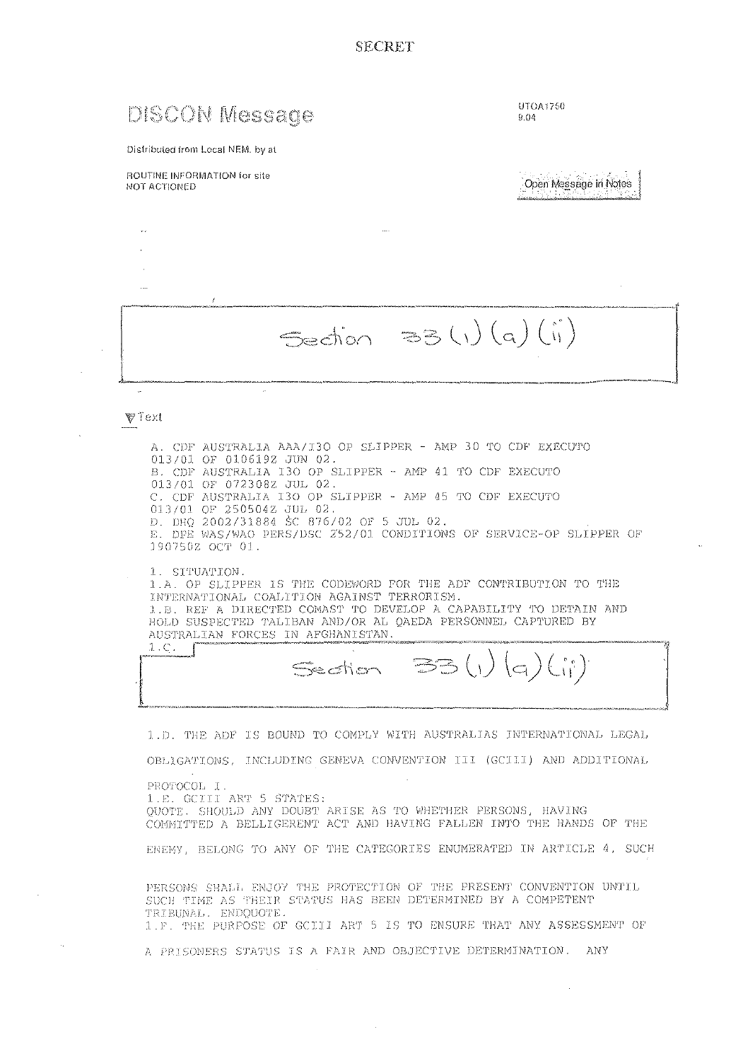SECRET

# DISCON Message

UTOA1750
9.04

Distributed from Local NEM. by at

ROUTINE INFORMATION for site
NOT ACTIONED

Open Message in Notes

Section 33(1)(a)(ii)

Text

A. CDF AUSTRALIA AAA/I30 OP SLIPPER - AMP 30 TO CDF EXECUTO 013/01 OF 010619Z JUN 02.
B. CDF AUSTRALIA I30 OP SLIPPER - AMP 41 TO CDF EXECUTO 013/01 OF 072308Z JUL 02.
C. CDF AUSTRALIA I30 OP SLIPPER - AMP 45 TO CDF EXECUTO 013/01 OF 250504Z JUL 02.
D. DHQ 2002/31884 SC 876/02 OF 5 JUL 02.
E. DPE WAS/WAO PERS/DSC Z52/01 CONDITIONS OF SERVICE-OP SLIPPER OF 190750Z OCT 01.

1. SITUATION.
1.A. OP SLIPPER IS THE CODEWORD FOR THE ADF CONTRIBUTION TO THE INTERNATIONAL COALITION AGAINST TERRORISM.
1.B. REF A DIRECTED COMAST TO DEVELOP A CAPABILITY TO DETAIN AND HOLD SUSPECTED TALIBAN AND/OR AL QAEDA PERSONNEL CAPTURED BY AUSTRALIAN FORCES IN AFGHANISTAN.
1.C. Section 33(1)(a)(ii)

1.D. THE ADF IS BOUND TO COMPLY WITH AUSTRALIAS INTERNATIONAL LEGAL OBLIGATIONS, INCLUDING GENEVA CONVENTION III (GCIII) AND ADDITIONAL PROTOCOL I.
1.E. GCIII ART 5 STATES:
QUOTE. SHOULD ANY DOUBT ARISE AS TO WHETHER PERSONS, HAVING COMMITTED A BELLIGERENT ACT AND HAVING FALLEN INTO THE HANDS OF THE ENEMY, BELONG TO ANY OF THE CATEGORIES ENUMERATED IN ARTICLE 4, SUCH PERSONS SHALL ENJOY THE PROTECTION OF THE PRESENT CONVENTION UNTIL SUCH TIME AS THEIR STATUS HAS BEEN DETERMINED BY A COMPETENT TRIBUNAL. ENDQUOTE.
1.F. THE PURPOSE OF GCIII ART 5 IS TO ENSURE THAT ANY ASSESSMENT OF A PRISONERS STATUS IS A FAIR AND OBJECTIVE DETERMINATION. ANY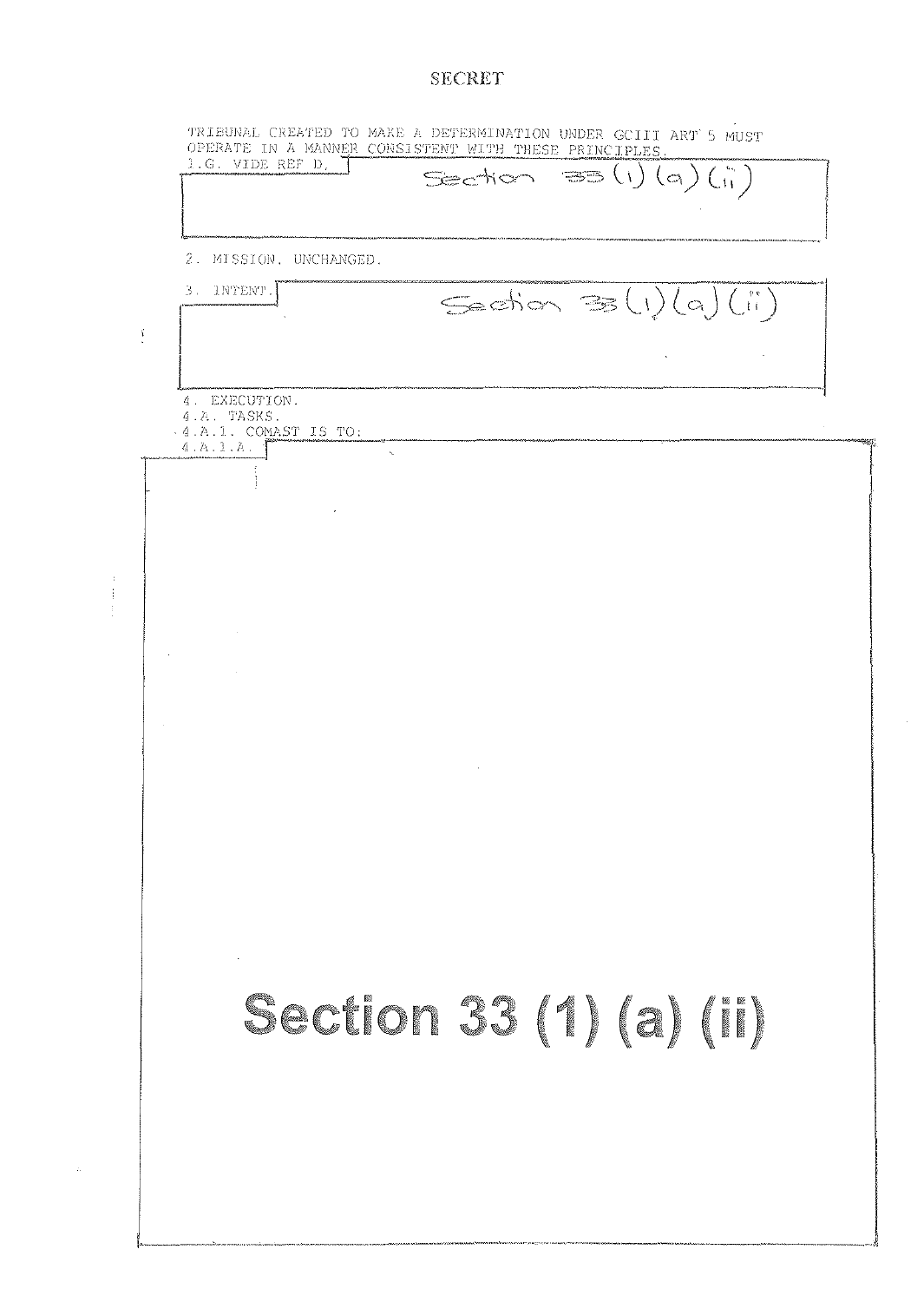SECRET

TRIBUNAL CREATED TO MAKE A DETERMINATION UNDER GCIII ART 5 MUST OPERATE IN A MANNER CONSISTENT WITH THESE PRINCIPLES.

1.G. VIDE REF D.

Section 33 (1) (a) (ii)

2. MISSION. UNCHANGED.

3. INTENT.

Section 33 (1) (a) (ii)

4. EXECUTION.

4.A. TASKS.

4.A.1. COMAST IS TO:

4.A.1.A.

Section 33 (1) (a) (ii)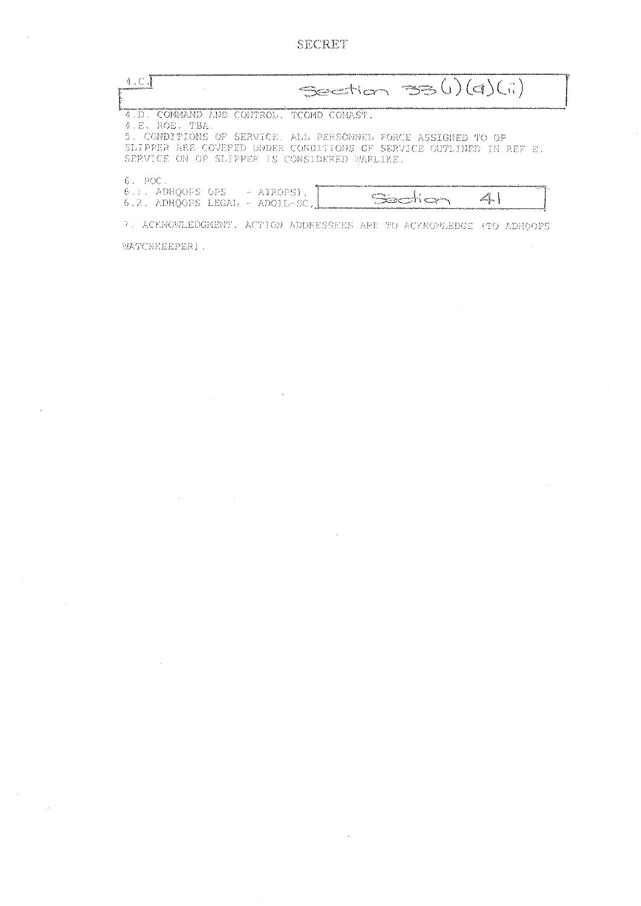SECRET

4.C. Section 33(1)(a)(ii)

4.D. COMMAND AND CONTROL. TCOMD COMAST.
4.E. ROE. TBA.
5. CONDITIONS OF SERVICE. ALL PERSONNEL FORCE ASSIGNED TO OP SLIPPER ARE COVERED UNDER CONDITIONS OF SERVICE OUTLINED IN REF E. SERVICE ON OP SLIPPER IS CONSIDERED WARLIKE.

6. POC.
6.1. ADHQOPS OPS - AIROPS1, Section 41
6.2. ADHQOPS LEGAL - ADOIL-SC,

7. ACKNOWLEDGMENT. ACTION ADDRESSEES ARE TO ACKNOWLEDGE (TO ADHQOPS WATCHKEEPER).